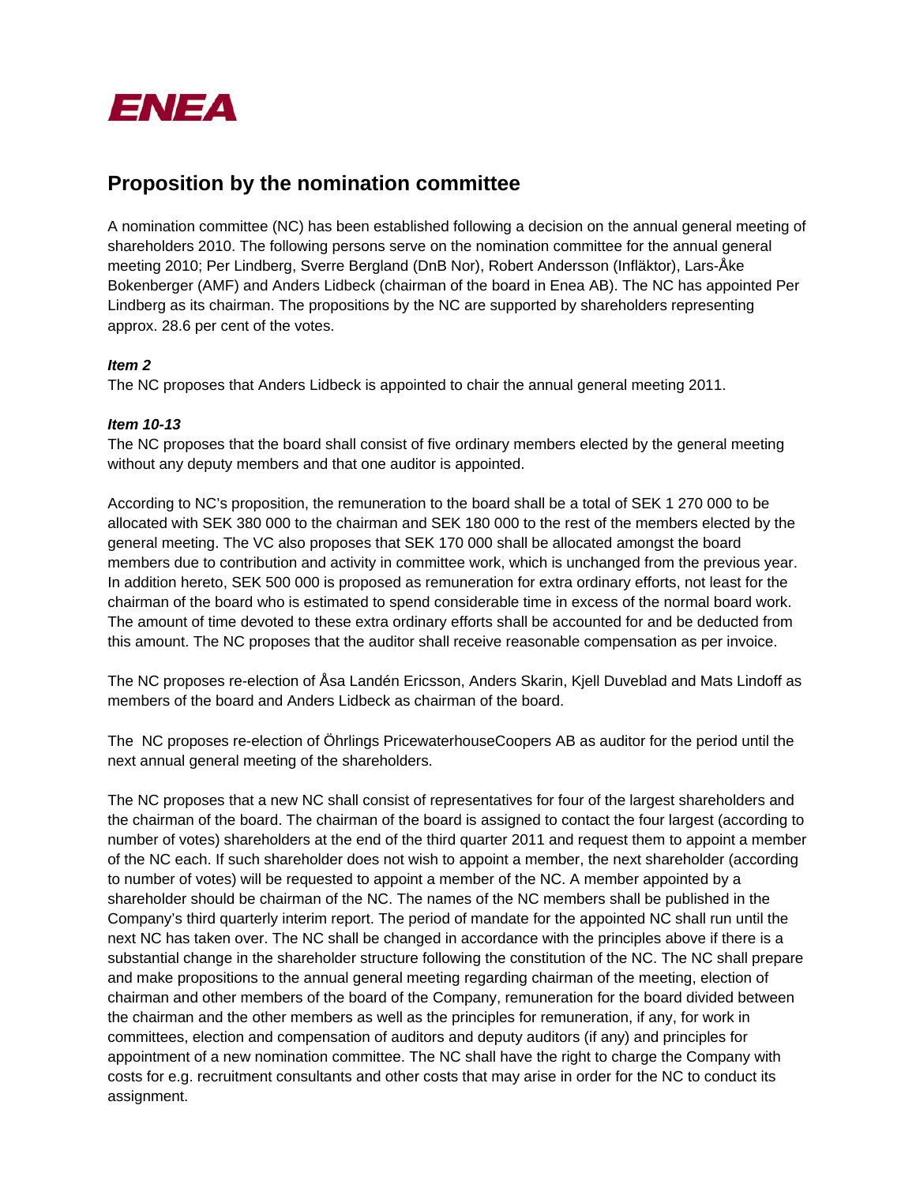ENEA

# Proposition by the nomination committee

A nomination committee (NC) has been established following a decision on the annual general meeting of shareholders 2010. The following persons serve on the nomination committee for the annual general meeting 2010; Per Lindberg, Sverre Bergland (DnB Nor), Robert Andersson (Infläktor), Lars-Åke Bokenberger (AMF) and Anders Lidbeck (chairman of the board in Enea AB). The NC has appointed Per Lindberg as its chairman. The propositions by the NC are supported by shareholders representing approx. 28.6 per cent of the votes.

***Item 2***

The NC proposes that Anders Lidbeck is appointed to chair the annual general meeting 2011.

***Item 10-13***

The NC proposes that the board shall consist of five ordinary members elected by the general meeting without any deputy members and that one auditor is appointed.

According to NC's proposition, the remuneration to the board shall be a total of SEK 1 270 000 to be allocated with SEK 380 000 to the chairman and SEK 180 000 to the rest of the members elected by the general meeting. The VC also proposes that SEK 170 000 shall be allocated amongst the board members due to contribution and activity in committee work, which is unchanged from the previous year. In addition hereto, SEK 500 000 is proposed as remuneration for extra ordinary efforts, not least for the chairman of the board who is estimated to spend considerable time in excess of the normal board work. The amount of time devoted to these extra ordinary efforts shall be accounted for and be deducted from this amount. The NC proposes that the auditor shall receive reasonable compensation as per invoice.

The NC proposes re-election of Åsa Landén Ericsson, Anders Skarin, Kjell Duveblad and Mats Lindoff as members of the board and Anders Lidbeck as chairman of the board.

The NC proposes re-election of Öhrlings PricewaterhouseCoopers AB as auditor for the period until the next annual general meeting of the shareholders.

The NC proposes that a new NC shall consist of representatives for four of the largest shareholders and the chairman of the board. The chairman of the board is assigned to contact the four largest (according to number of votes) shareholders at the end of the third quarter 2011 and request them to appoint a member of the NC each. If such shareholder does not wish to appoint a member, the next shareholder (according to number of votes) will be requested to appoint a member of the NC. A member appointed by a shareholder should be chairman of the NC. The names of the NC members shall be published in the Company's third quarterly interim report. The period of mandate for the appointed NC shall run until the next NC has taken over. The NC shall be changed in accordance with the principles above if there is a substantial change in the shareholder structure following the constitution of the NC. The NC shall prepare and make propositions to the annual general meeting regarding chairman of the meeting, election of chairman and other members of the board of the Company, remuneration for the board divided between the chairman and the other members as well as the principles for remuneration, if any, for work in committees, election and compensation of auditors and deputy auditors (if any) and principles for appointment of a new nomination committee. The NC shall have the right to charge the Company with costs for e.g. recruitment consultants and other costs that may arise in order for the NC to conduct its assignment.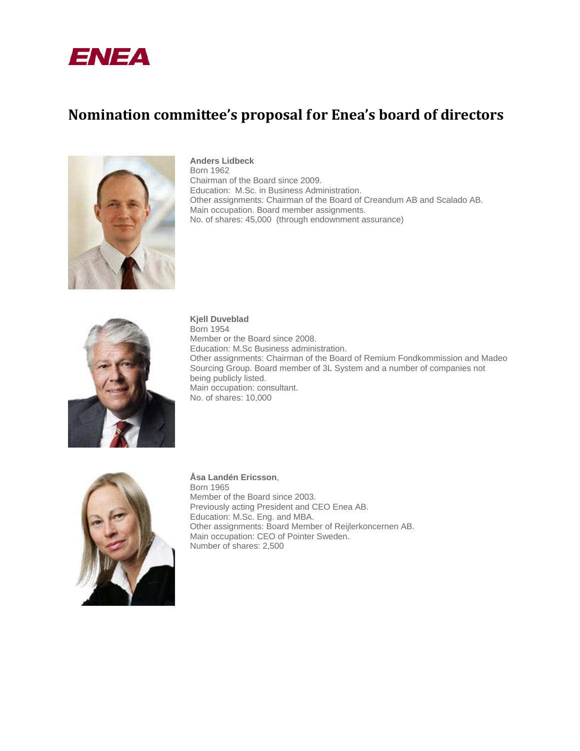ENEA

# Nomination committee's proposal for Enea's board of directors

**Anders Lidbeck**
Born 1962
Chairman of the Board since 2009.
Education: M.Sc. in Business Administration.
Other assignments: Chairman of the Board of Creandum AB and Scalado AB.
Main occupation. Board member assignments.
No. of shares: 45,000 (through endownment assurance)

**Kjell Duveblad**
Born 1954
Member or the Board since 2008.
Education: M.Sc Business administration.
Other assignments: Chairman of the Board of Remium Fondkommission and Madeo Sourcing Group. Board member of 3L System and a number of companies not being publicly listed.
Main occupation: consultant.
No. of shares: 10,000

**Åsa Landén Ericsson**,
Born 1965
Member of the Board since 2003.
Previously acting President and CEO Enea AB.
Education: M.Sc. Eng. and MBA.
Other assignments: Board Member of Reijlerkoncernen AB.
Main occupation: CEO of Pointer Sweden.
Number of shares: 2,500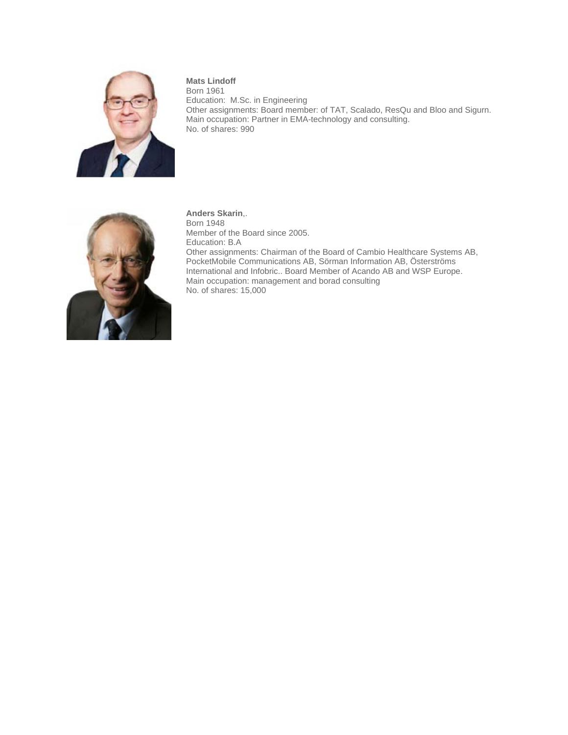**Mats Lindoff**
Born 1961
Education:  M.Sc. in Engineering
Other assignments: Board member: of TAT, Scalado, ResQu and Bloo and Sigurn.
Main occupation: Partner in EMA-technology and consulting.
No. of shares: 990

**Anders Skarin**,.
Born 1948
Member of the Board since 2005.
Education: B.A
Other assignments: Chairman of the Board of Cambio Healthcare Systems AB, PocketMobile Communications AB, Sörman Information AB, Öster­ströms International and Infobric.. Board Member of Acando AB and WSP Europe.
Main occupation: management and borad consulting
No. of shares: 15,000